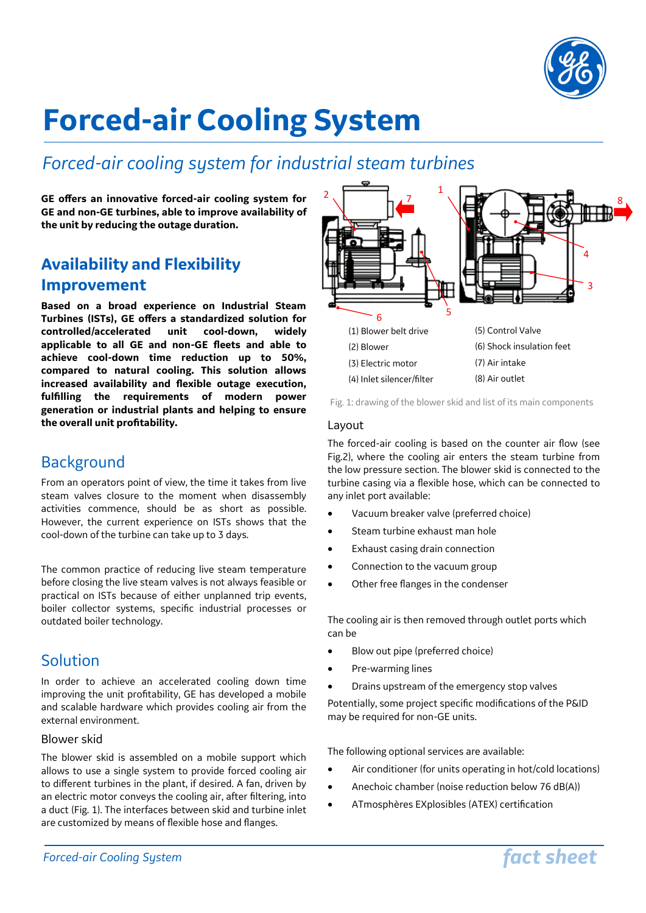# Forced-air Cooling System

*Forced-air cooling system for industrial steam turbines*

**GE offers an innovative forced-air cooling system for GE and non-GE turbines, able to improve availability of the unit by reducing the outage duration.**

## Availability and Flexibility Improvement

**Based on a broad experience on Industrial Steam Turbines (ISTs), GE offers a standardized solution for controlled/accelerated unit cool-down, widely applicable to all GE and non-GE fleets and able to achieve cool-down time reduction up to 50%, compared to natural cooling. This solution allows increased availability and flexible outage execution, fulfilling the requirements of modern power generation or industrial plants and helping to ensure the overall unit profitability.**

## Background

From an operators point of view, the time it takes from live steam valves closure to the moment when disassembly activities commence, should be as short as possible. However, the current experience on ISTs shows that the cool-down of the turbine can take up to 3 days.

The common practice of reducing live steam temperature before closing the live steam valves is not always feasible or practical on ISTs because of either unplanned trip events, boiler collector systems, specific industrial processes or outdated boiler technology.

## Solution

In order to achieve an accelerated cooling down time improving the unit profitability, GE has developed a mobile and scalable hardware which provides cooling air from the external environment.

### Blower skid

The blower skid is assembled on a mobile support which allows to use a single system to provide forced cooling air to different turbines in the plant, if desired. A fan, driven by an electric motor conveys the cooling air, after filtering, into a duct (Fig. 1). The interfaces between skid and turbine inlet are customized by means of flexible hose and flanges.

| | |
|---|---|
| (1) Blower belt drive | (5) Control Valve |
| (2) Blower | (6) Shock insulation feet |
| (3) Electric motor | (7) Air intake |
| (4) Inlet silencer/filter | (8) Air outlet |

Fig. 1: drawing of the blower skid and list of its main components

### Layout

The forced-air cooling is based on the counter air flow (see Fig.2), where the cooling air enters the steam turbine from the low pressure section. The blower skid is connected to the turbine casing via a flexible hose, which can be connected to any inlet port available:

- Vacuum breaker valve (preferred choice)
- Steam turbine exhaust man hole
- Exhaust casing drain connection
- Connection to the vacuum group
- Other free flanges in the condenser

The cooling air is then removed through outlet ports which can be

- Blow out pipe (preferred choice)
- Pre-warming lines
- Drains upstream of the emergency stop valves

Potentially, some project specific modifications of the P&ID may be required for non-GE units.

The following optional services are available:

- Air conditioner (for units operating in hot/cold locations)
- Anechoic chamber (noise reduction below 76 dB(A))
- ATmosphères EXplosibles (ATEX) certification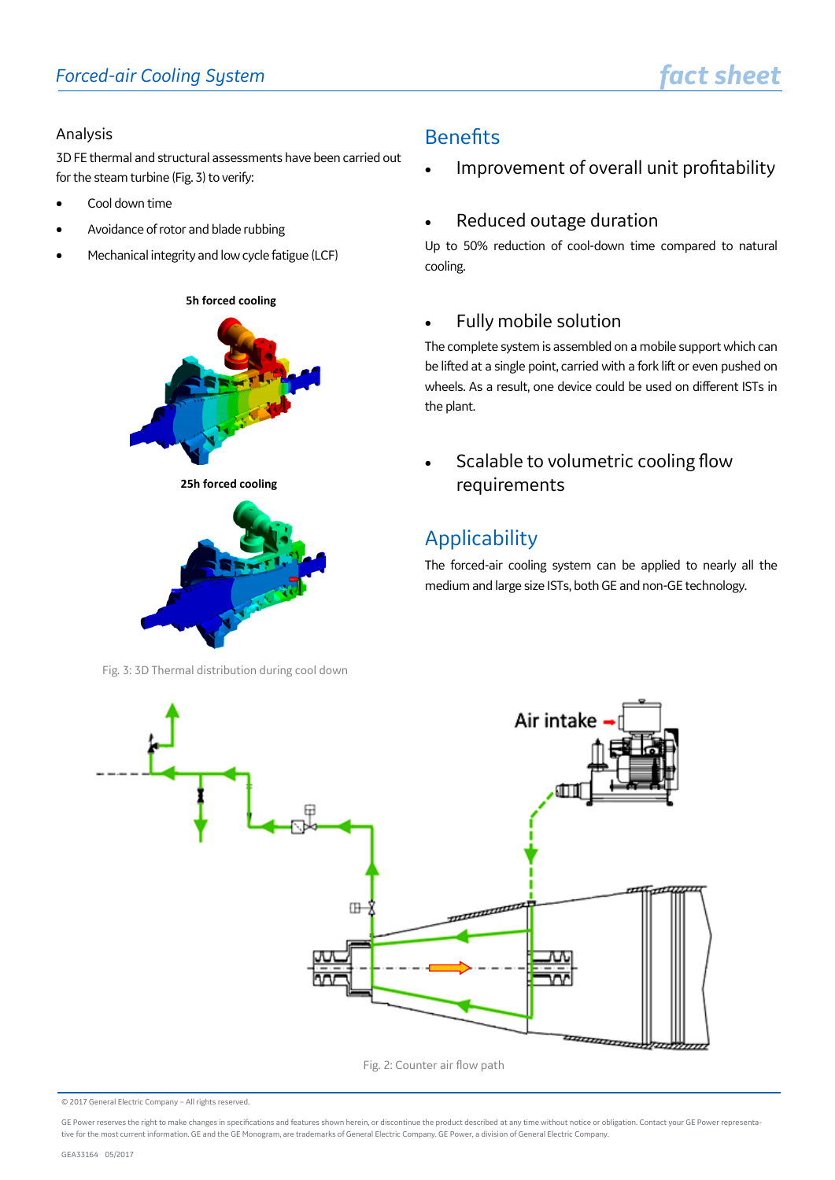## Analysis

3D FE thermal and structural assessments have been carried out for the steam turbine (Fig. 3) to verify:

- Cool down time
- Avoidance of rotor and blade rubbing
- Mechanical integrity and low cycle fatigue (LCF)

**5h forced cooling**

**25h forced cooling**

Fig. 3: 3D Thermal distribution during cool down

## Benefits

- Improvement of overall unit profitability

- Reduced outage duration

Up to 50% reduction of cool-down time compared to natural cooling.

- Fully mobile solution

The complete system is assembled on a mobile support which can be lifted at a single point, carried with a fork lift or even pushed on wheels. As a result, one device could be used on different ISTs in the plant.

- Scalable to volumetric cooling flow requirements

## Applicability

The forced-air cooling system can be applied to nearly all the medium and large size ISTs, both GE and non-GE technology.

Air intake

Fig. 2: Counter air flow path

© 2017 General Electric Company – All rights reserved.

GE Power reserves the right to make changes in specifications and features shown herein, or discontinue the product described at any time without notice or obligation. Contact your GE Power representative for the most current information. GE and the GE Monogram, are trademarks of General Electric Company. GE Power, a division of General Electric Company.

GEA33164 05/2017